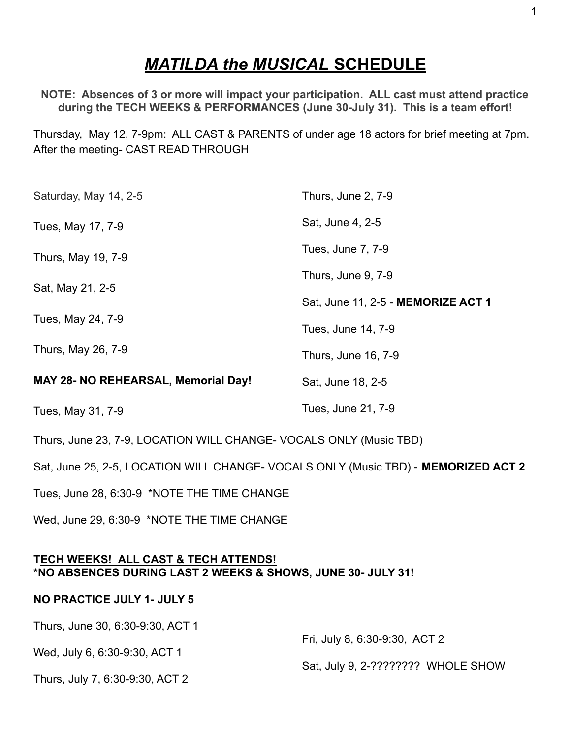# ***MATILDA the MUSICAL* SCHEDULE**

**NOTE: Absences of 3 or more will impact your participation. ALL cast must attend practice during the TECH WEEKS & PERFORMANCES (June 30-July 31). This is a team effort!**

Thursday, May 12, 7-9pm: ALL CAST & PARENTS of under age 18 actors for brief meeting at 7pm. After the meeting- CAST READ THROUGH

Saturday, May 14, 2-5

Tues, May 17, 7-9

Thurs, May 19, 7-9

Sat, May 21, 2-5

Tues, May 24, 7-9

Thurs, May 26, 7-9

**MAY 28- NO REHEARSAL, Memorial Day!**

Tues, May 31, 7-9

Thurs, June 2, 7-9

Sat, June 4, 2-5

Tues, June 7, 7-9

Thurs, June 9, 7-9

Sat, June 11, 2-5 - **MEMORIZE ACT 1**

Tues, June 14, 7-9

Thurs, June 16, 7-9

Sat, June 18, 2-5

Tues, June 21, 7-9

Thurs, June 23, 7-9, LOCATION WILL CHANGE- VOCALS ONLY (Music TBD)

Sat, June 25, 2-5, LOCATION WILL CHANGE- VOCALS ONLY (Music TBD) - **MEMORIZED ACT 2**

Tues, June 28, 6:30-9 *NOTE THE TIME CHANGE

Wed, June 29, 6:30-9 *NOTE THE TIME CHANGE

**<u>TECH WEEKS! ALL CAST & TECH ATTENDS!</u>**
**\*NO ABSENCES DURING LAST 2 WEEKS & SHOWS, JUNE 30- JULY 31!**

**NO PRACTICE JULY 1- JULY 5**

Thurs, June 30, 6:30-9:30, ACT 1

Wed, July 6, 6:30-9:30, ACT 1

Thurs, July 7, 6:30-9:30, ACT 2

Fri, July 8, 6:30-9:30, ACT 2

Sat, July 9, 2-???????? WHOLE SHOW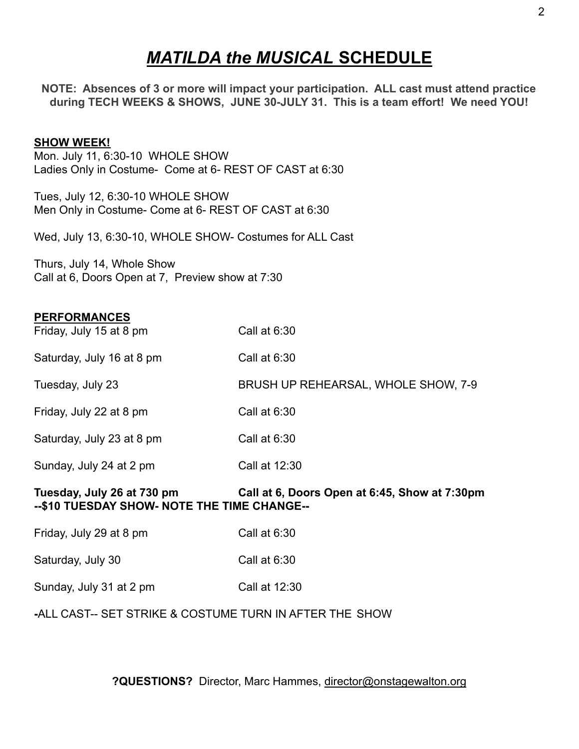# ***MATILDA the MUSICAL* SCHEDULE**

**NOTE: Absences of 3 or more will impact your participation. ALL cast must attend practice during TECH WEEKS & SHOWS, JUNE 30-JULY 31. This is a team effort! We need YOU!**

**SHOW WEEK!**

Mon. July 11, 6:30-10 WHOLE SHOW
Ladies Only in Costume- Come at 6- REST OF CAST at 6:30

Tues, July 12, 6:30-10 WHOLE SHOW
Men Only in Costume- Come at 6- REST OF CAST at 6:30

Wed, July 13, 6:30-10, WHOLE SHOW- Costumes for ALL Cast

Thurs, July 14, Whole Show
Call at 6, Doors Open at 7, Preview show at 7:30

**PERFORMANCES**

| | |
|---|---|
| Friday, July 15 at 8 pm | Call at 6:30 |
| Saturday, July 16 at 8 pm | Call at 6:30 |
| Tuesday, July 23 | BRUSH UP REHEARSAL, WHOLE SHOW, 7-9 |
| Friday, July 22 at 8 pm | Call at 6:30 |
| Saturday, July 23 at 8 pm | Call at 6:30 |
| Sunday, July 24 at 2 pm | Call at 12:30 |
| **Tuesday, July 26 at 730 pm** | **Call at 6, Doors Open at 6:45, Show at 7:30pm** |

**--$10 TUESDAY SHOW- NOTE THE TIME CHANGE--**

| | |
|---|---|
| Friday, July 29 at 8 pm | Call at 6:30 |
| Saturday, July 30 | Call at 6:30 |
| Sunday, July 31 at 2 pm | Call at 12:30 |

**-**ALL CAST-- SET STRIKE & COSTUME TURN IN AFTER THE SHOW

**?QUESTIONS?** Director, Marc Hammes, director@onstagewalton.org